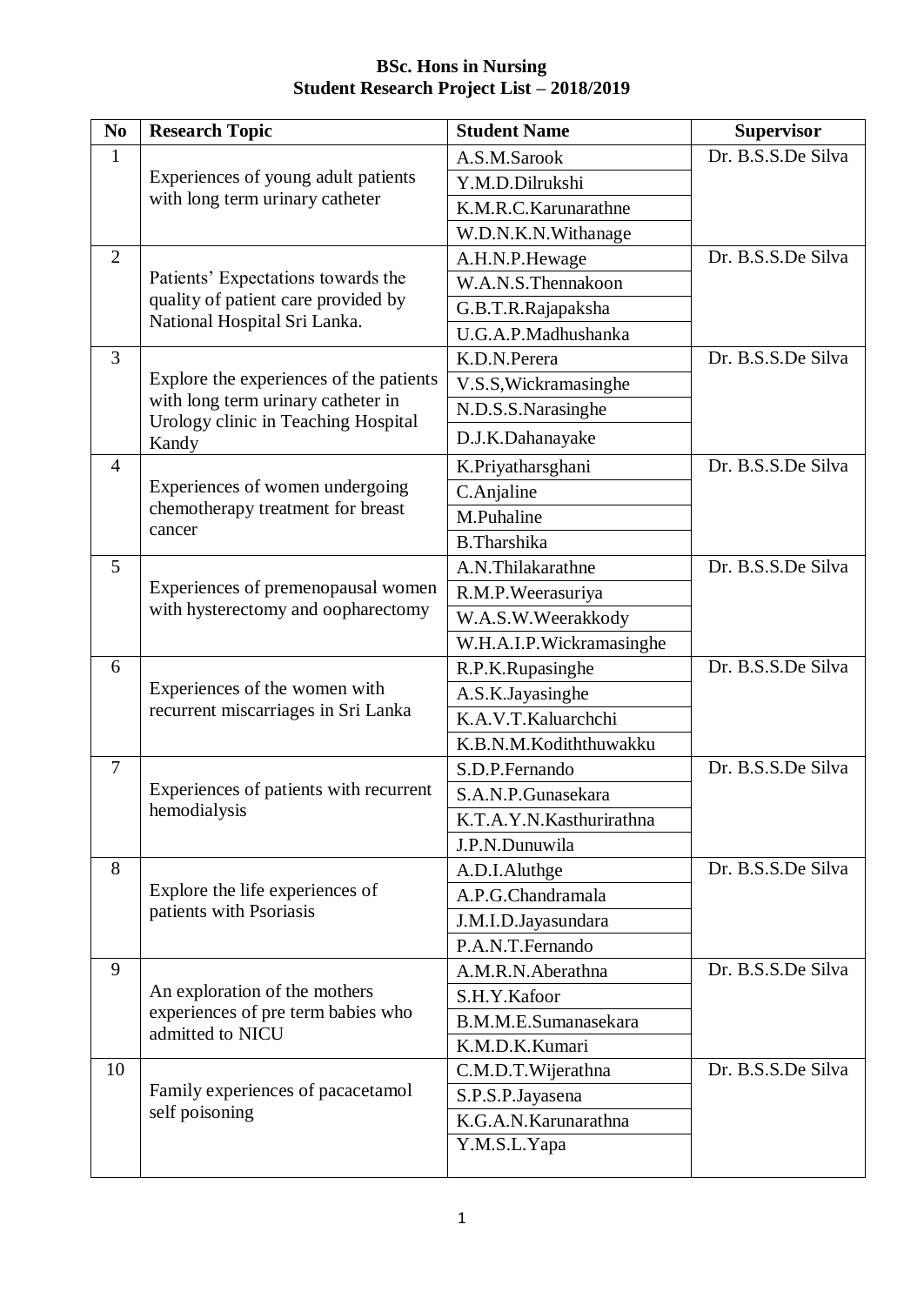**BSc. Hons in Nursing**
**Student Research Project List – 2018/2019**

| No | Research Topic | Student Name | Supervisor |
|---|---|---|---|
| 1 | Experiences of young adult patients with long term urinary catheter | A.S.M.Sarook | Dr. B.S.S.De Silva |
| | | Y.M.D.Dilrukshi | |
| | | K.M.R.C.Karunarathne | |
| | | W.D.N.K.N.Withanage | |
| 2 | Patients' Expectations towards the quality of patient care provided by National Hospital Sri Lanka. | A.H.N.P.Hewage | Dr. B.S.S.De Silva |
| | | W.A.N.S.Thennakoon | |
| | | G.B.T.R.Rajapaksha | |
| | | U.G.A.P.Madhushanka | |
| 3 | Explore the experiences of the patients with long term urinary catheter in Urology clinic in Teaching Hospital Kandy | K.D.N.Perera | Dr. B.S.S.De Silva |
| | | V.S.S,Wickramasinghe | |
| | | N.D.S.S.Narasinghe | |
| | | D.J.K.Dahanayake | |
| 4 | Experiences of women undergoing chemotherapy treatment for breast cancer | K.Priyatharsghani | Dr. B.S.S.De Silva |
| | | C.Anjaline | |
| | | M.Puhaline | |
| | | B.Tharshika | |
| 5 | Experiences of premenopausal women with hysterectomy and oopharectomy | A.N.Thilakarathne | Dr. B.S.S.De Silva |
| | | R.M.P.Weerasuriya | |
| | | W.A.S.W.Weerakkody | |
| | | W.H.A.I.P.Wickramasinghe | |
| 6 | Experiences of the women with recurrent miscarriages in Sri Lanka | R.P.K.Rupasinghe | Dr. B.S.S.De Silva |
| | | A.S.K.Jayasinghe | |
| | | K.A.V.T.Kaluarchchi | |
| | | K.B.N.M.Kodiththuwakku | |
| 7 | Experiences of patients with recurrent hemodialysis | S.D.P.Fernando | Dr. B.S.S.De Silva |
| | | S.A.N.P.Gunasekara | |
| | | K.T.A.Y.N.Kasthurirathna | |
| | | J.P.N.Dunuwila | |
| 8 | Explore the life experiences of patients with Psoriasis | A.D.I.Aluthge | Dr. B.S.S.De Silva |
| | | A.P.G.Chandramala | |
| | | J.M.I.D.Jayasundara | |
| | | P.A.N.T.Fernando | |
| 9 | An exploration of the mothers experiences of pre term babies who admitted to NICU | A.M.R.N.Aberathna | Dr. B.S.S.De Silva |
| | | S.H.Y.Kafoor | |
| | | B.M.M.E.Sumanasekara | |
| | | K.M.D.K.Kumari | |
| 10 | Family experiences of pacacetamol self poisoning | C.M.D.T.Wijerathna | Dr. B.S.S.De Silva |
| | | S.P.S.P.Jayasena | |
| | | K.G.A.N.Karunarathna | |
| | | Y.M.S.L.Yapa | |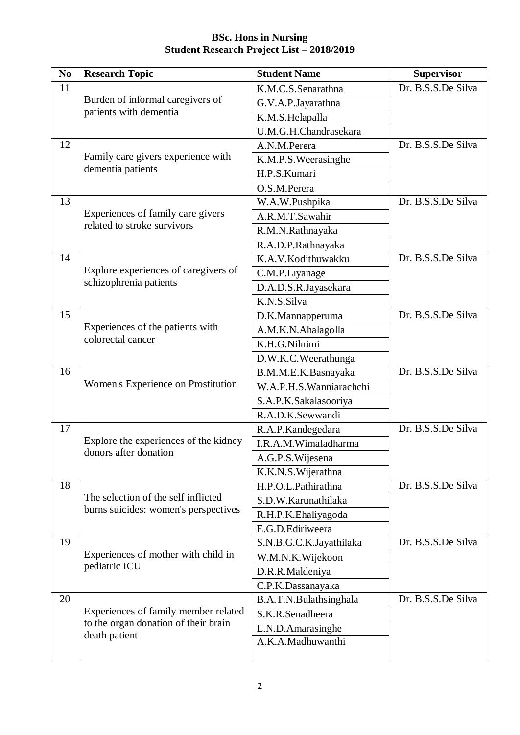**BSc. Hons in Nursing**
**Student Research Project List – 2018/2019**

| No | Research Topic | Student Name | Supervisor |
|---|---|---|---|
| 11 | Burden of informal caregivers of patients with dementia | K.M.C.S.Senarathna | Dr. B.S.S.De Silva |
| | | G.V.A.P.Jayarathna | |
| | | K.M.S.Helapalla | |
| | | U.M.G.H.Chandrasekara | |
| 12 | Family care givers experience with dementia patients | A.N.M.Perera | Dr. B.S.S.De Silva |
| | | K.M.P.S.Weerasinghe | |
| | | H.P.S.Kumari | |
| | | O.S.M.Perera | |
| 13 | Experiences of family care givers related to stroke survivors | W.A.W.Pushpika | Dr. B.S.S.De Silva |
| | | A.R.M.T.Sawahir | |
| | | R.M.N.Rathnayaka | |
| | | R.A.D.P.Rathnayaka | |
| 14 | Explore experiences of caregivers of schizophrenia patients | K.A.V.Kodithuwakku | Dr. B.S.S.De Silva |
| | | C.M.P.Liyanage | |
| | | D.A.D.S.R.Jayasekara | |
| | | K.N.S.Silva | |
| 15 | Experiences of the patients with colorectal cancer | D.K.Mannapperuma | Dr. B.S.S.De Silva |
| | | A.M.K.N.Ahalagolla | |
| | | K.H.G.Nilnimi | |
| | | D.W.K.C.Weerathunga | |
| 16 | Women's Experience on Prostitution | B.M.M.E.K.Basnayaka | Dr. B.S.S.De Silva |
| | | W.A.P.H.S.Wanniarachchi | |
| | | S.A.P.K.Sakalasooriya | |
| | | R.A.D.K.Sewwandi | |
| 17 | Explore the experiences of the kidney donors after donation | R.A.P.Kandegedara | Dr. B.S.S.De Silva |
| | | I.R.A.M.Wimaladharma | |
| | | A.G.P.S.Wijesena | |
| | | K.K.N.S.Wijerathna | |
| 18 | The selection of the self inflicted burns suicides: women's perspectives | H.P.O.L.Pathirathna | Dr. B.S.S.De Silva |
| | | S.D.W.Karunathilaka | |
| | | R.H.P.K.Ehaliyagoda | |
| | | E.G.D.Ediriweera | |
| 19 | Experiences of mother with child in pediatric ICU | S.N.B.G.C.K.Jayathilaka | Dr. B.S.S.De Silva |
| | | W.M.N.K.Wijekoon | |
| | | D.R.R.Maldeniya | |
| | | C.P.K.Dassanayaka | |
| 20 | Experiences of family member related to the organ donation of their brain death patient | B.A.T.N.Bulathsinghala | Dr. B.S.S.De Silva |
| | | S.K.R.Senadheera | |
| | | L.N.D.Amarasinghe | |
| | | A.K.A.Madhuwanthi | |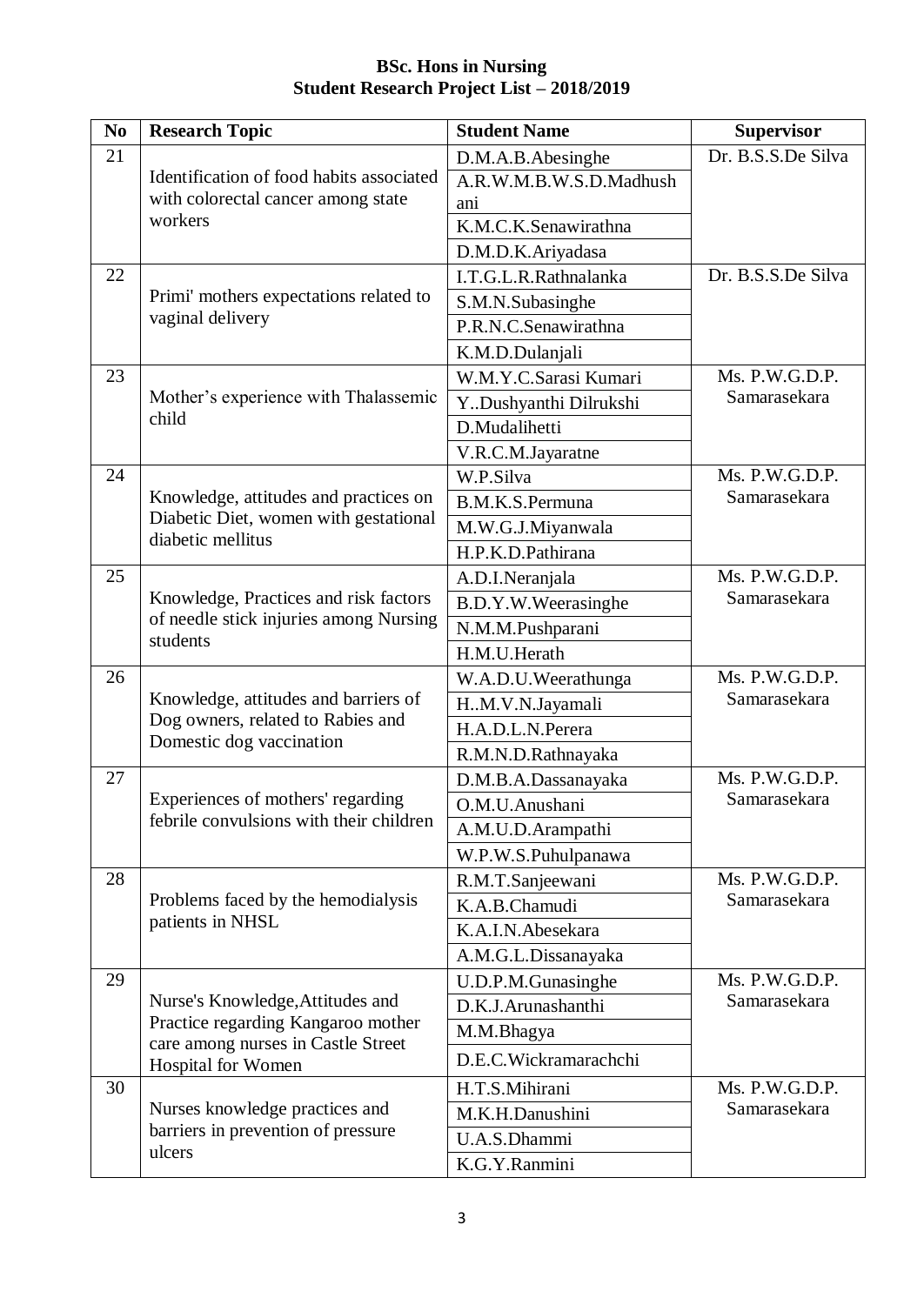**BSc. Hons in Nursing**
**Student Research Project List – 2018/2019**

| No | Research Topic | Student Name | Supervisor |
|---|---|---|---|
| 21 | Identification of food habits associated with colorectal cancer among state workers | D.M.A.B.Abesinghe | Dr. B.S.S.De Silva |
| | | A.R.W.M.B.W.S.D.Madhushani | |
| | | K.M.C.K.Senawirathna | |
| | | D.M.D.K.Ariyadasa | |
| 22 | Primi' mothers expectations related to vaginal delivery | I.T.G.L.R.Rathnalanka | Dr. B.S.S.De Silva |
| | | S.M.N.Subasinghe | |
| | | P.R.N.C.Senawirathna | |
| | | K.M.D.Dulanjali | |
| 23 | Mother's experience with Thalassemic child | W.M.Y.C.Sarasi Kumari | Ms. P.W.G.D.P. Samarasekara |
| | | Y..Dushyanthi Dilrukshi | |
| | | D.Mudalihetti | |
| | | V.R.C.M.Jayaratne | |
| 24 | Knowledge, attitudes and practices on Diabetic Diet, women with gestational diabetic mellitus | W.P.Silva | Ms. P.W.G.D.P. Samarasekara |
| | | B.M.K.S.Permuna | |
| | | M.W.G.J.Miyanwala | |
| | | H.P.K.D.Pathirana | |
| 25 | Knowledge, Practices and risk factors of needle stick injuries among Nursing students | A.D.I.Neranjala | Ms. P.W.G.D.P. Samarasekara |
| | | B.D.Y.W.Weerasinghe | |
| | | N.M.M.Pushparani | |
| | | H.M.U.Herath | |
| 26 | Knowledge, attitudes and barriers of Dog owners, related to Rabies and Domestic dog vaccination | W.A.D.U.Weerathunga | Ms. P.W.G.D.P. Samarasekara |
| | | H..M.V.N.Jayamali | |
| | | H.A.D.L.N.Perera | |
| | | R.M.N.D.Rathnayaka | |
| 27 | Experiences of mothers' regarding febrile convulsions with their children | D.M.B.A.Dassanayaka | Ms. P.W.G.D.P. Samarasekara |
| | | O.M.U.Anushani | |
| | | A.M.U.D.Arampathi | |
| | | W.P.W.S.Puhulpanawa | |
| 28 | Problems faced by the hemodialysis patients in NHSL | R.M.T.Sanjeewani | Ms. P.W.G.D.P. Samarasekara |
| | | K.A.B.Chamudi | |
| | | K.A.I.N.Abesekara | |
| | | A.M.G.L.Dissanayaka | |
| 29 | Nurse's Knowledge,Attitudes and Practice regarding Kangaroo mother care among nurses in Castle Street Hospital for Women | U.D.P.M.Gunasinghe | Ms. P.W.G.D.P. Samarasekara |
| | | D.K.J.Arunashanthi | |
| | | M.M.Bhagya | |
| | | D.E.C.Wickramarachchi | |
| 30 | Nurses knowledge practices and barriers in prevention of pressure ulcers | H.T.S.Mihirani | Ms. P.W.G.D.P. Samarasekara |
| | | M.K.H.Danushini | |
| | | U.A.S.Dhammi | |
| | | K.G.Y.Ranmini | |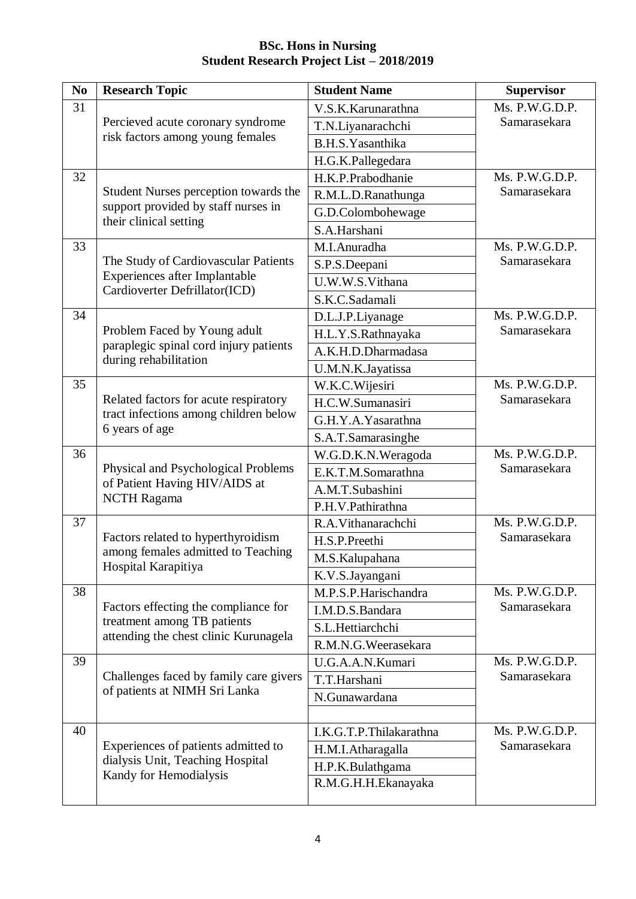**BSc. Hons in Nursing**
**Student Research Project List – 2018/2019**

| No | Research Topic | Student Name | Supervisor |
|---|---|---|---|
| 31 | Percieved acute coronary syndrome risk factors among young females | V.S.K.Karunarathna | Ms. P.W.G.D.P. Samarasekara |
| | | T.N.Liyanarachchi | |
| | | B.H.S.Yasanthika | |
| | | H.G.K.Pallegedara | |
| 32 | Student Nurses perception towards the support provided by staff nurses in their clinical setting | H.K.P.Prabodhanie | Ms. P.W.G.D.P. Samarasekara |
| | | R.M.L.D.Ranathunga | |
| | | G.D.Colombohewage | |
| | | S.A.Harshani | |
| 33 | The Study of Cardiovascular Patients Experiences after Implantable Cardioverter Defrillator(ICD) | M.I.Anuradha | Ms. P.W.G.D.P. Samarasekara |
| | | S.P.S.Deepani | |
| | | U.W.W.S.Vithana | |
| | | S.K.C.Sadamali | |
| 34 | Problem Faced by Young adult paraplegic spinal cord injury patients during rehabilitation | D.L.J.P.Liyanage | Ms. P.W.G.D.P. Samarasekara |
| | | H.L.Y.S.Rathnayaka | |
| | | A.K.H.D.Dharmadasa | |
| | | U.M.N.K.Jayatissa | |
| 35 | Related factors for acute respiratory tract infections among children below 6 years of age | W.K.C.Wijesiri | Ms. P.W.G.D.P. Samarasekara |
| | | H.C.W.Sumanasiri | |
| | | G.H.Y.A.Yasarathna | |
| | | S.A.T.Samarasinghe | |
| 36 | Physical and Psychological Problems of Patient Having HIV/AIDS at NCTH Ragama | W.G.D.K.N.Weragoda | Ms. P.W.G.D.P. Samarasekara |
| | | E.K.T.M.Somarathna | |
| | | A.M.T.Subashini | |
| | | P.H.V.Pathirathna | |
| 37 | Factors related to hyperthyroidism among females admitted to Teaching Hospital Karapitiya | R.A.Vithanarachchi | Ms. P.W.G.D.P. Samarasekara |
| | | H.S.P.Preethi | |
| | | M.S.Kalupahana | |
| | | K.V.S.Jayangani | |
| 38 | Factors effecting the compliance for treatment among TB patients attending the chest clinic Kurunagela | M.P.S.P.Harischandra | Ms. P.W.G.D.P. Samarasekara |
| | | I.M.D.S.Bandara | |
| | | S.L.Hettiarchchi | |
| | | R.M.N.G.Weerasekara | |
| 39 | Challenges faced by family care givers of patients at NIMH Sri Lanka | U.G.A.A.N.Kumari | Ms. P.W.G.D.P. Samarasekara |
| | | T.T.Harshani | |
| | | N.Gunawardana | |
| | | | |
| 40 | Experiences of patients admitted to dialysis Unit, Teaching Hospital Kandy for Hemodialysis | I.K.G.T.P.Thilakarathna | Ms. P.W.G.D.P. Samarasekara |
| | | H.M.I.Atharagalla | |
| | | H.P.K.Bulathgama | |
| | | R.M.G.H.H.Ekanayaka | |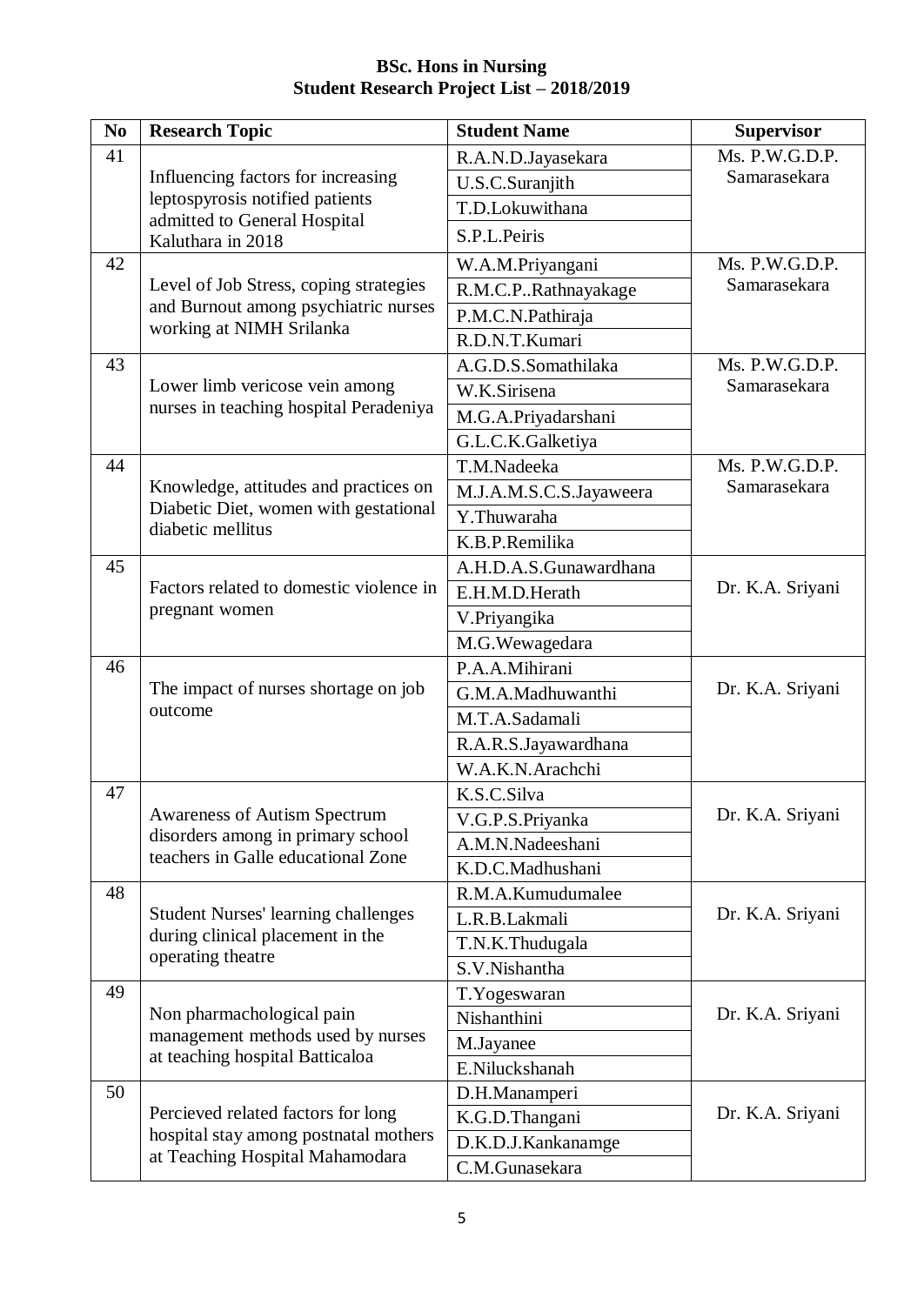**BSc. Hons in Nursing**
**Student Research Project List – 2018/2019**

| No | Research Topic | Student Name | Supervisor |
|---|---|---|---|
| 41 | Influencing factors for increasing leptospyrosis notified patients admitted to General Hospital Kaluthara in 2018 | R.A.N.D.Jayasekara | Ms. P.W.G.D.P. Samarasekara |
| | | U.S.C.Suranjith | |
| | | T.D.Lokuwithana | |
| | | S.P.L.Peiris | |
| 42 | Level of Job Stress, coping strategies and Burnout among psychiatric nurses working at NIMH Srilanka | W.A.M.Priyangani | Ms. P.W.G.D.P. Samarasekara |
| | | R.M.C.P..Rathnayakage | |
| | | P.M.C.N.Pathiraja | |
| | | R.D.N.T.Kumari | |
| 43 | Lower limb vericose vein among nurses in teaching hospital Peradeniya | A.G.D.S.Somathilaka | Ms. P.W.G.D.P. Samarasekara |
| | | W.K.Sirisena | |
| | | M.G.A.Priyadarshani | |
| | | G.L.C.K.Galketiya | |
| 44 | Knowledge, attitudes and practices on Diabetic Diet, women with gestational diabetic mellitus | T.M.Nadeeka | Ms. P.W.G.D.P. Samarasekara |
| | | M.J.A.M.S.C.S.Jayaweera | |
| | | Y.Thuwaraha | |
| | | K.B.P.Remilika | |
| 45 | Factors related to domestic violence in pregnant women | A.H.D.A.S.Gunawardhana | Dr. K.A. Sriyani |
| | | E.H.M.D.Herath | |
| | | V.Priyangika | |
| | | M.G.Wewagedara | |
| 46 | The impact of nurses shortage on job outcome | P.A.A.Mihirani | Dr. K.A. Sriyani |
| | | G.M.A.Madhuwanthi | |
| | | M.T.A.Sadamali | |
| | | R.A.R.S.Jayawardhana | |
| | | W.A.K.N.Arachchi | |
| 47 | Awareness of Autism Spectrum disorders among in primary school teachers in Galle educational Zone | K.S.C.Silva | Dr. K.A. Sriyani |
| | | V.G.P.S.Priyanka | |
| | | A.M.N.Nadeeshani | |
| | | K.D.C.Madhushani | |
| 48 | Student Nurses' learning challenges during clinical placement in the operating theatre | R.M.A.Kumudumalee | Dr. K.A. Sriyani |
| | | L.R.B.Lakmali | |
| | | T.N.K.Thudugala | |
| | | S.V.Nishantha | |
| 49 | Non pharmachological pain management methods used by nurses at teaching hospital Batticaloa | T.Yogeswaran | Dr. K.A. Sriyani |
| | | Nishanthini | |
| | | M.Jayanee | |
| | | E.Niluckshanah | |
| 50 | Percieved related factors for long hospital stay among postnatal mothers at Teaching Hospital Mahamodara | D.H.Manamperi | Dr. K.A. Sriyani |
| | | K.G.D.Thangani | |
| | | D.K.D.J.Kankanamge | |
| | | C.M.Gunasekara | |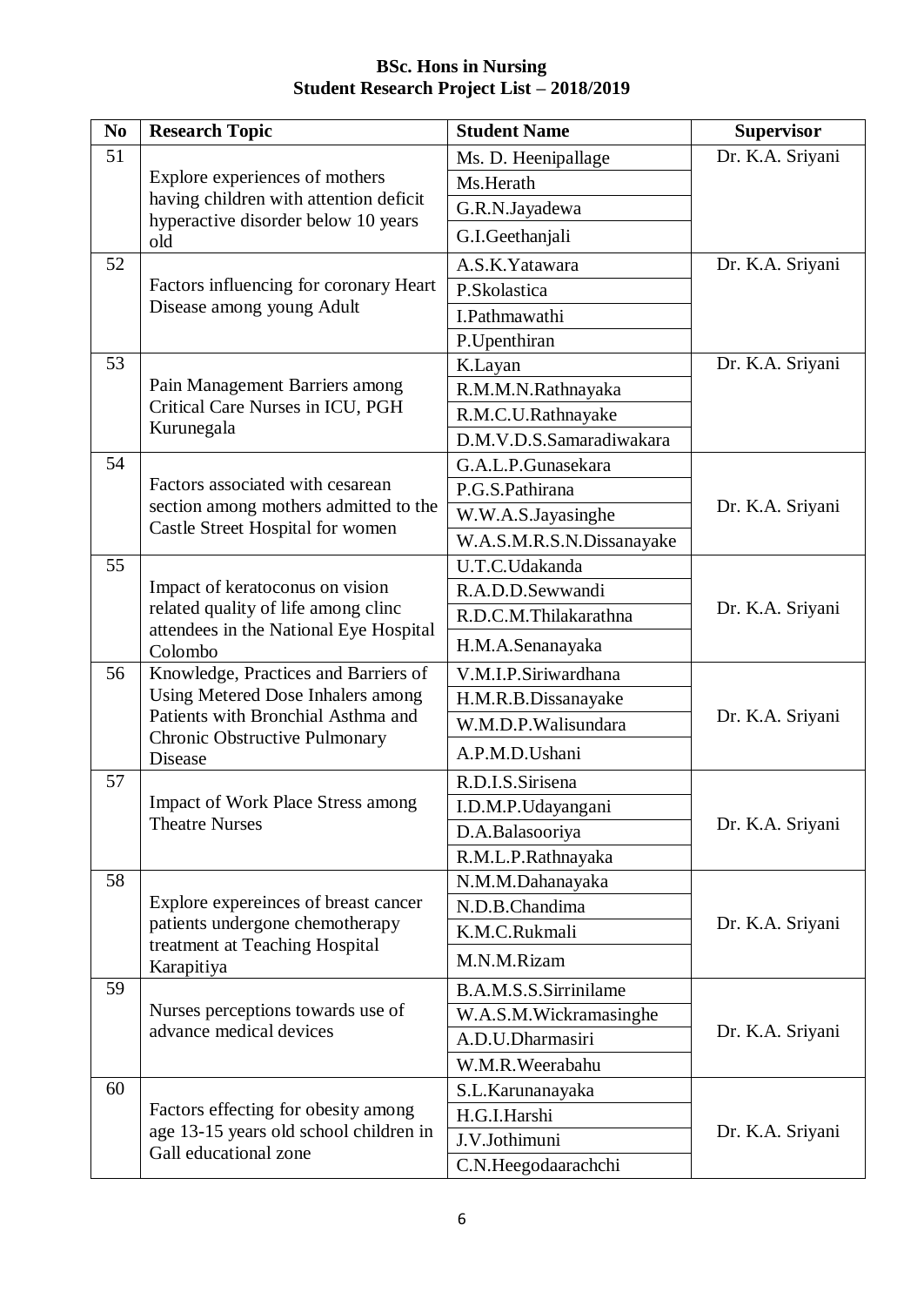**BSc. Hons in Nursing**
**Student Research Project List – 2018/2019**

| No | Research Topic | Student Name | Supervisor |
|---|---|---|---|
| 51 | Explore experiences of mothers having children with attention deficit hyperactive disorder below 10 years old | Ms. D. Heenipallage | Dr. K.A. Sriyani |
| | | Ms.Herath | |
| | | G.R.N.Jayadewa | |
| | | G.I.Geethanjali | |
| 52 | Factors influencing for coronary Heart Disease among young Adult | A.S.K.Yatawara | Dr. K.A. Sriyani |
| | | P.Skolastica | |
| | | I.Pathmawathi | |
| | | P.Upenthiran | |
| 53 | Pain Management Barriers among Critical Care Nurses in ICU, PGH Kurunegala | K.Layan | Dr. K.A. Sriyani |
| | | R.M.M.N.Rathnayaka | |
| | | R.M.C.U.Rathnayake | |
| | | D.M.V.D.S.Samaradiwakara | |
| 54 | Factors associated with cesarean section among mothers admitted to the Castle Street Hospital for women | G.A.L.P.Gunasekara | Dr. K.A. Sriyani |
| | | P.G.S.Pathirana | |
| | | W.W.A.S.Jayasinghe | |
| | | W.A.S.M.R.S.N.Dissanayake | |
| 55 | Impact of keratoconus on vision related quality of life among clinc attendees in the National Eye Hospital Colombo | U.T.C.Udakanda | Dr. K.A. Sriyani |
| | | R.A.D.D.Sewwandi | |
| | | R.D.C.M.Thilakarathna | |
| | | H.M.A.Senanayaka | |
| 56 | Knowledge, Practices and Barriers of Using Metered Dose Inhalers among Patients with Bronchial Asthma and Chronic Obstructive Pulmonary Disease | V.M.I.P.Siriwardhana | Dr. K.A. Sriyani |
| | | H.M.R.B.Dissanayake | |
| | | W.M.D.P.Walisundara | |
| | | A.P.M.D.Ushani | |
| 57 | Impact of Work Place Stress among Theatre Nurses | R.D.I.S.Sirisena | Dr. K.A. Sriyani |
| | | I.D.M.P.Udayangani | |
| | | D.A.Balasooriya | |
| | | R.M.L.P.Rathnayaka | |
| 58 | Explore expereinces of breast cancer patients undergone chemotherapy treatment at Teaching Hospital Karapitiya | N.M.M.Dahanayaka | Dr. K.A. Sriyani |
| | | N.D.B.Chandima | |
| | | K.M.C.Rukmali | |
| | | M.N.M.Rizam | |
| 59 | Nurses perceptions towards use of advance medical devices | B.A.M.S.S.Sirrinilame | Dr. K.A. Sriyani |
| | | W.A.S.M.Wickramasinghe | |
| | | A.D.U.Dharmasiri | |
| | | W.M.R.Weerabahu | |
| 60 | Factors effecting for obesity among age 13-15 years old school children in Gall educational zone | S.L.Karunanayaka | Dr. K.A. Sriyani |
| | | H.G.I.Harshi | |
| | | J.V.Jothimuni | |
| | | C.N.Heegodaarachchi | |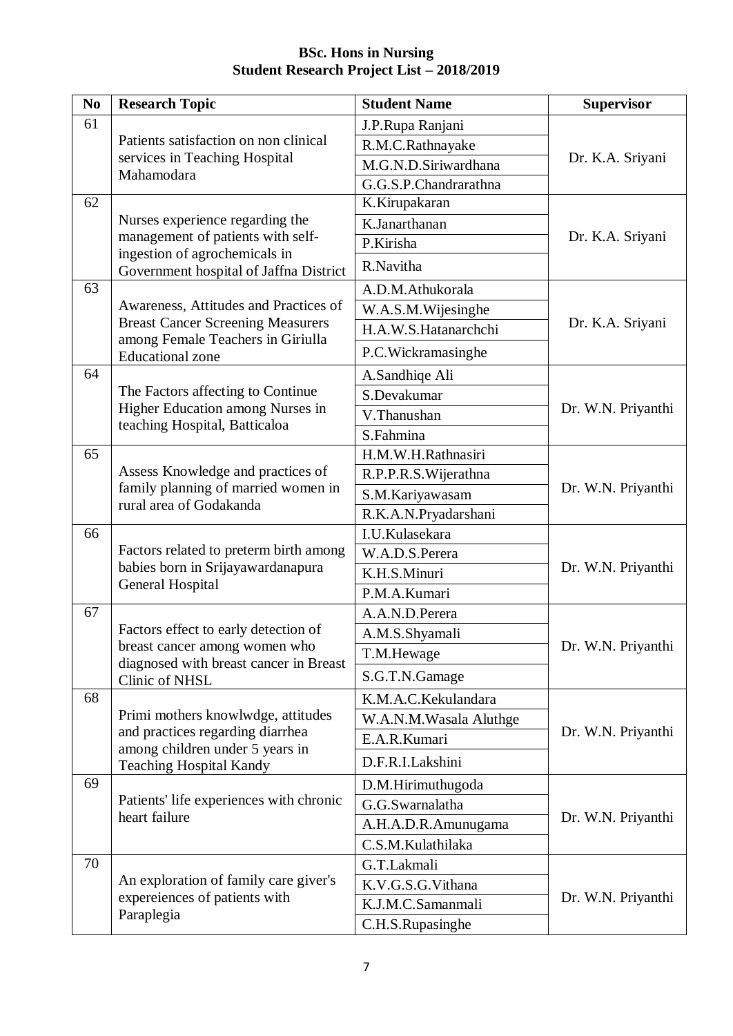**BSc. Hons in Nursing**
**Student Research Project List – 2018/2019**

| No | Research Topic | Student Name | Supervisor |
|---|---|---|---|
| 61 | Patients satisfaction on non clinical services in Teaching Hospital Mahamodara | J.P.Rupa Ranjani<br>R.M.C.Rathnayake<br>M.G.N.D.Siriwardhana<br>G.G.S.P.Chandrarathna | Dr. K.A. Sriyani |
| 62 | Nurses experience regarding the management of patients with self-ingestion of agrochemicals in Government hospital of Jaffna District | K.Kirupakaran<br>K.Janarthanan<br>P.Kirisha<br>R.Navitha | Dr. K.A. Sriyani |
| 63 | Awareness, Attitudes and Practices of Breast Cancer Screening Measurers among Female Teachers in Giriulla Educational zone | A.D.M.Athukorala<br>W.A.S.M.Wijesinghe<br>H.A.W.S.Hatanarchchi<br>P.C.Wickramasinghe | Dr. K.A. Sriyani |
| 64 | The Factors affecting to Continue Higher Education among Nurses in teaching Hospital, Batticaloa | A.Sandhiqe Ali<br>S.Devakumar<br>V.Thanushan<br>S.Fahmina | Dr. W.N. Priyanthi |
| 65 | Assess Knowledge and practices of family planning of married women in rural area of Godakanda | H.M.W.H.Rathnasiri<br>R.P.P.R.S.Wijerathna<br>S.M.Kariyawasam<br>R.K.A.N.Pryadarshani | Dr. W.N. Priyanthi |
| 66 | Factors related to preterm birth among babies born in Srijayawardanapura General Hospital | I.U.Kulasekara<br>W.A.D.S.Perera<br>K.H.S.Minuri<br>P.M.A.Kumari | Dr. W.N. Priyanthi |
| 67 | Factors effect to early detection of breast cancer among women who diagnosed with breast cancer in Breast Clinic of NHSL | A.A.N.D.Perera<br>A.M.S.Shyamali<br>T.M.Hewage<br>S.G.T.N.Gamage | Dr. W.N. Priyanthi |
| 68 | Primi mothers knowlwdge, attitudes and practices regarding diarrhea among children under 5 years in Teaching Hospital Kandy | K.M.A.C.Kekulandara<br>W.A.N.M.Wasala Aluthge<br>E.A.R.Kumari<br>D.F.R.I.Lakshini | Dr. W.N. Priyanthi |
| 69 | Patients' life experiences with chronic heart failure | D.M.Hirimuthugoda<br>G.G.Swarnalatha<br>A.H.A.D.R.Amunugama<br>C.S.M.Kulathilaka | Dr. W.N. Priyanthi |
| 70 | An exploration of family care giver's expereiences of patients with Paraplegia | G.T.Lakmali<br>K.V.G.S.G.Vithana<br>K.J.M.C.Samanmali<br>C.H.S.Rupasinghe | Dr. W.N. Priyanthi |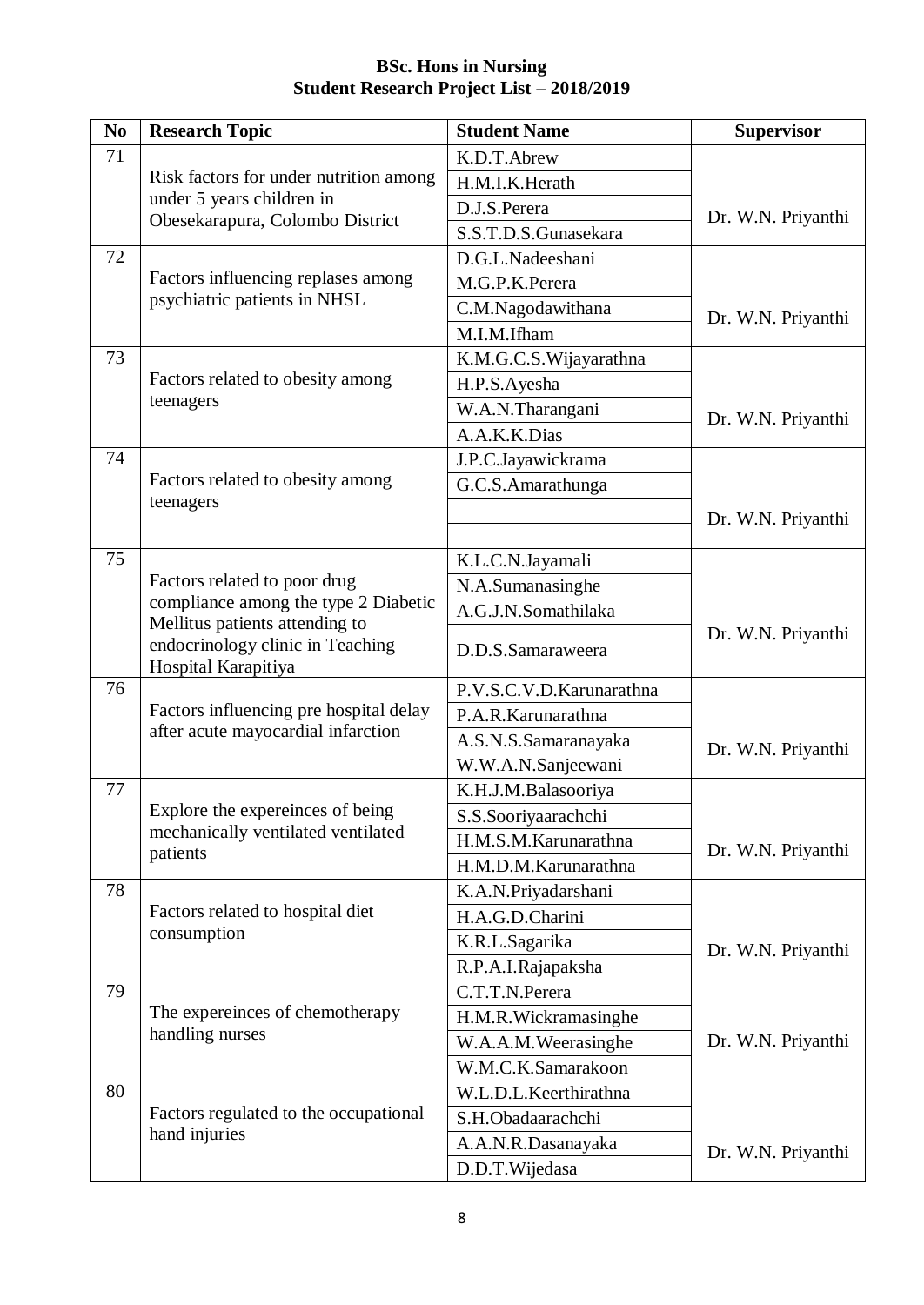**BSc. Hons in Nursing**
**Student Research Project List – 2018/2019**

| No | Research Topic | Student Name | Supervisor |
|---|---|---|---|
| 71 | Risk factors for under nutrition among under 5 years children in Obesekarapura, Colombo District | K.D.T.Abrew | Dr. W.N. Priyanthi |
| | | H.M.I.K.Herath | |
| | | D.J.S.Perera | |
| | | S.S.T.D.S.Gunasekara | |
| 72 | Factors influencing replases among psychiatric patients in NHSL | D.G.L.Nadeeshani | Dr. W.N. Priyanthi |
| | | M.G.P.K.Perera | |
| | | C.M.Nagodawithana | |
| | | M.I.M.Ifham | |
| 73 | Factors related to obesity among teenagers | K.M.G.C.S.Wijayarathna | Dr. W.N. Priyanthi |
| | | H.P.S.Ayesha | |
| | | W.A.N.Tharangani | |
| | | A.A.K.K.Dias | |
| 74 | Factors related to obesity among teenagers | J.P.C.Jayawickrama | Dr. W.N. Priyanthi |
| | | G.C.S.Amarathunga | |
| | | | |
| | | | |
| 75 | Factors related to poor drug compliance among the type 2 Diabetic Mellitus patients attending to endocrinology clinic in Teaching Hospital Karapitiya | K.L.C.N.Jayamali | Dr. W.N. Priyanthi |
| | | N.A.Sumanasinghe | |
| | | A.G.J.N.Somathilaka | |
| | | D.D.S.Samaraweera | |
| 76 | Factors influencing pre hospital delay after acute mayocardial infarction | P.V.S.C.V.D.Karunarathna | Dr. W.N. Priyanthi |
| | | P.A.R.Karunarathna | |
| | | A.S.N.S.Samaranayaka | |
| | | W.W.A.N.Sanjeewani | |
| 77 | Explore the expereinces of being mechanically ventilated ventilated patients | K.H.J.M.Balasooriya | Dr. W.N. Priyanthi |
| | | S.S.Sooriyaarachchi | |
| | | H.M.S.M.Karunarathna | |
| | | H.M.D.M.Karunarathna | |
| 78 | Factors related to hospital diet consumption | K.A.N.Priyadarshani | Dr. W.N. Priyanthi |
| | | H.A.G.D.Charini | |
| | | K.R.L.Sagarika | |
| | | R.P.A.I.Rajapaksha | |
| 79 | The expereinces of chemotherapy handling nurses | C.T.T.N.Perera | Dr. W.N. Priyanthi |
| | | H.M.R.Wickramasinghe | |
| | | W.A.A.M.Weerasinghe | |
| | | W.M.C.K.Samarakoon | |
| 80 | Factors regulated to the occupational hand injuries | W.L.D.L.Keerthirathna | Dr. W.N. Priyanthi |
| | | S.H.Obadaarachchi | |
| | | A.A.N.R.Dasanayaka | |
| | | D.D.T.Wijedasa | |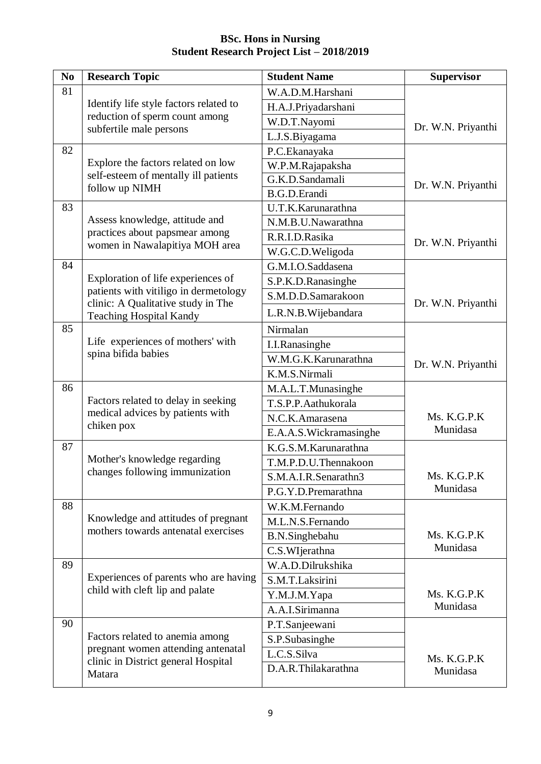**BSc. Hons in Nursing**
**Student Research Project List – 2018/2019**

| No | Research Topic | Student Name | Supervisor |
|---|---|---|---|
| 81 | Identify life style factors related to reduction of sperm count among subfertile male persons | W.A.D.M.Harshani | Dr. W.N. Priyanthi |
| | | H.A.J.Priyadarshani | |
| | | W.D.T.Nayomi | |
| | | L.J.S.Biyagama | |
| 82 | Explore the factors related on low self-esteem of mentally ill patients follow up NIMH | P.C.Ekanayaka | Dr. W.N. Priyanthi |
| | | W.P.M.Rajapaksha | |
| | | G.K.D.Sandamali | |
| | | B.G.D.Erandi | |
| 83 | Assess knowledge, attitude and practices about papsmear among women in Nawalapitiya MOH area | U.T.K.Karunarathna | Dr. W.N. Priyanthi |
| | | N.M.B.U.Nawarathna | |
| | | R.R.I.D.Rasika | |
| | | W.G.C.D.Weligoda | |
| 84 | Exploration of life experiences of patients with vitiligo in dermetology clinic: A Qualitative study in The Teaching Hospital Kandy | G.M.I.O.Saddasena | Dr. W.N. Priyanthi |
| | | S.P.K.D.Ranasinghe | |
| | | S.M.D.D.Samarakoon | |
| | | L.R.N.B.Wijebandara | |
| 85 | Life experiences of mothers' with spina bifida babies | Nirmalan | Dr. W.N. Priyanthi |
| | | I.I.Ranasinghe | |
| | | W.M.G.K.Karunarathna | |
| | | K.M.S.Nirmali | |
| 86 | Factors related to delay in seeking medical advices by patients with chiken pox | M.A.L.T.Munasinghe | Ms. K.G.P.K Munidasa |
| | | T.S.P.P.Aathukorala | |
| | | N.C.K.Amarasena | |
| | | E.A.A.S.Wickramasinghe | |
| 87 | Mother's knowledge regarding changes following immunization | K.G.S.M.Karunarathna | Ms. K.G.P.K Munidasa |
| | | T.M.P.D.U.Thennakoon | |
| | | S.M.A.I.R.Senarathn3 | |
| | | P.G.Y.D.Premarathna | |
| 88 | Knowledge and attitudes of pregnant mothers towards antenatal exercises | W.K.M.Fernando | Ms. K.G.P.K Munidasa |
| | | M.L.N.S.Fernando | |
| | | B.N.Singhebahu | |
| | | C.S.WIjerathna | |
| 89 | Experiences of parents who are having child with cleft lip and palate | W.A.D.Dilrukshika | Ms. K.G.P.K Munidasa |
| | | S.M.T.Laksirini | |
| | | Y.M.J.M.Yapa | |
| | | A.A.I.Sirimanna | |
| 90 | Factors related to anemia among pregnant women attending antenatal clinic in District general Hospital Matara | P.T.Sanjeewani | Ms. K.G.P.K Munidasa |
| | | S.P.Subasinghe | |
| | | L.C.S.Silva | |
| | | D.A.R.Thilakarathna | |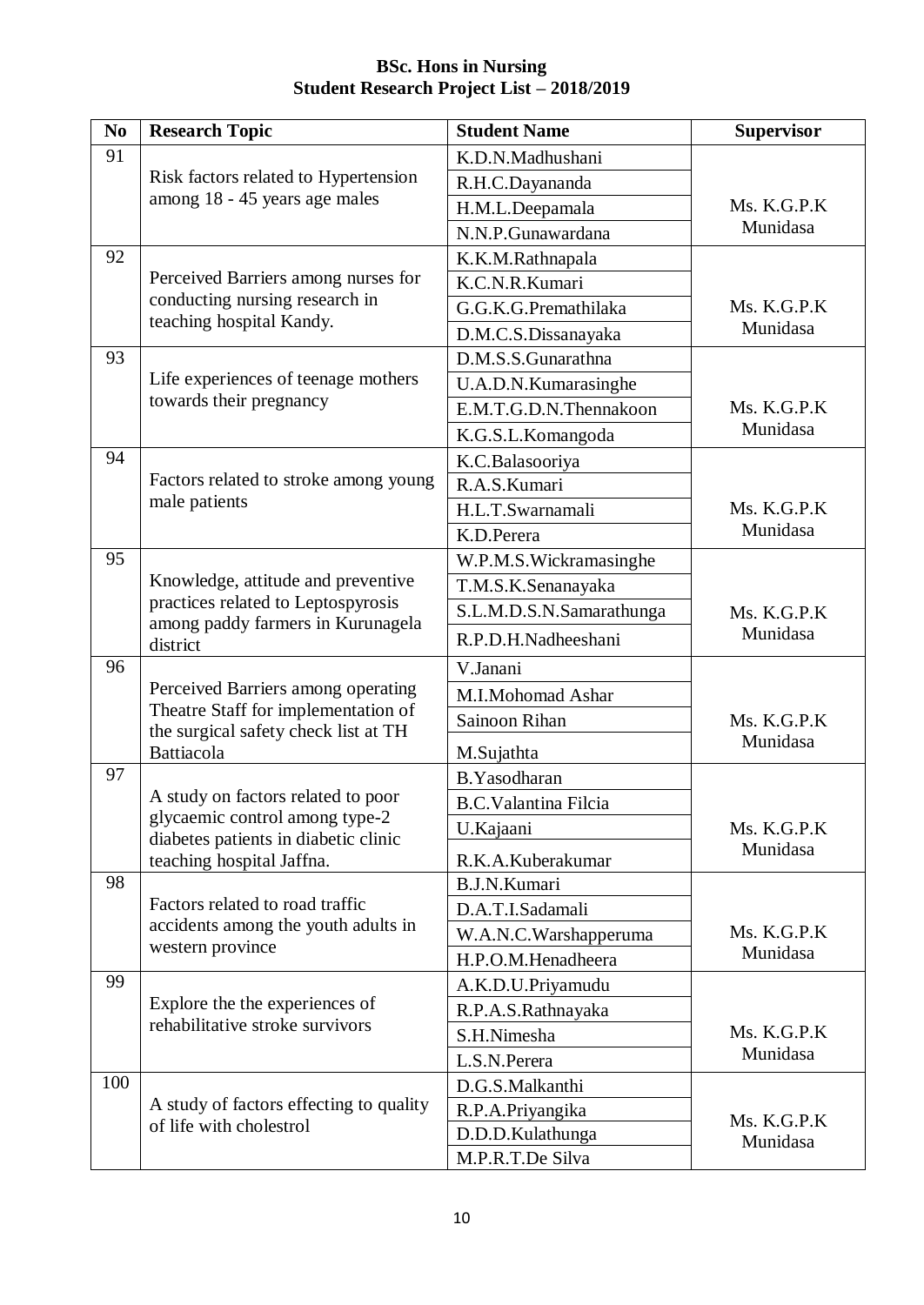**BSc. Hons in Nursing**
**Student Research Project List – 2018/2019**

| No | Research Topic | Student Name | Supervisor |
|---|---|---|---|
| 91 | Risk factors related to Hypertension among 18 - 45 years age males | K.D.N.Madhushani | Ms. K.G.P.K Munidasa |
| | | R.H.C.Dayananda | |
| | | H.M.L.Deepamala | |
| | | N.N.P.Gunawardana | |
| 92 | Perceived Barriers among nurses for conducting nursing research in teaching hospital Kandy. | K.K.M.Rathnapala | Ms. K.G.P.K Munidasa |
| | | K.C.N.R.Kumari | |
| | | G.G.K.G.Premathilaka | |
| | | D.M.C.S.Dissanayaka | |
| 93 | Life experiences of teenage mothers towards their pregnancy | D.M.S.S.Gunarathna | Ms. K.G.P.K Munidasa |
| | | U.A.D.N.Kumarasinghe | |
| | | E.M.T.G.D.N.Thennakoon | |
| | | K.G.S.L.Komangoda | |
| 94 | Factors related to stroke among young male patients | K.C.Balasooriya | Ms. K.G.P.K Munidasa |
| | | R.A.S.Kumari | |
| | | H.L.T.Swarnamali | |
| | | K.D.Perera | |
| 95 | Knowledge, attitude and preventive practices related to Leptospyrosis among paddy farmers in Kurunagela district | W.P.M.S.Wickramasinghe | Ms. K.G.P.K Munidasa |
| | | T.M.S.K.Senanayaka | |
| | | S.L.M.D.S.N.Samarathunga | |
| | | R.P.D.H.Nadheeshani | |
| 96 | Perceived Barriers among operating Theatre Staff for implementation of the surgical safety check list at TH Battiacola | V.Janani | Ms. K.G.P.K Munidasa |
| | | M.I.Mohomad Ashar | |
| | | Sainoon Rihan | |
| | | M.Sujathta | |
| 97 | A study on factors related to poor glycaemic control among type-2 diabetes patients in diabetic clinic teaching hospital Jaffna. | B.Yasodharan | Ms. K.G.P.K Munidasa |
| | | B.C.Valantina Filcia | |
| | | U.Kajaani | |
| | | R.K.A.Kuberakumar | |
| 98 | Factors related to road traffic accidents among the youth adults in western province | B.J.N.Kumari | Ms. K.G.P.K Munidasa |
| | | D.A.T.I.Sadamali | |
| | | W.A.N.C.Warshapperuma | |
| | | H.P.O.M.Henadheera | |
| 99 | Explore the the experiences of rehabilitative stroke survivors | A.K.D.U.Priyamudu | Ms. K.G.P.K Munidasa |
| | | R.P.A.S.Rathnayaka | |
| | | S.H.Nimesha | |
| | | L.S.N.Perera | |
| 100 | A study of factors effecting to quality of life with cholestrol | D.G.S.Malkanthi | Ms. K.G.P.K Munidasa |
| | | R.P.A.Priyangika | |
| | | D.D.D.Kulathunga | |
| | | M.P.R.T.De Silva | |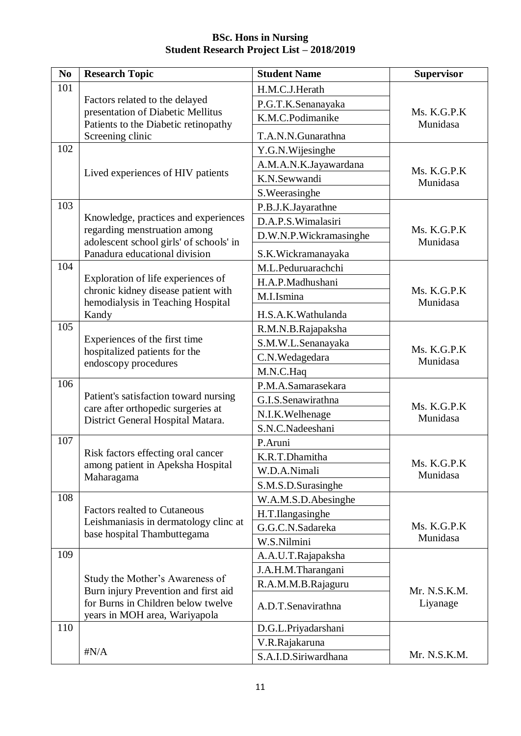**BSc. Hons in Nursing**
**Student Research Project List – 2018/2019**

| No | Research Topic | Student Name | Supervisor |
|---|---|---|---|
| 101 | Factors related to the delayed presentation of Diabetic Mellitus Patients to the Diabetic retinopathy Screening clinic | H.M.C.J.Herath | Ms. K.G.P.K Munidasa |
| | | P.G.T.K.Senanayaka | |
| | | K.M.C.Podimanike | |
| | | T.A.N.N.Gunarathna | |
| 102 | Lived experiences of HIV patients | Y.G.N.Wijesinghe | Ms. K.G.P.K Munidasa |
| | | A.M.A.N.K.Jayawardana | |
| | | K.N.Sewwandi | |
| | | S.Weerasinghe | |
| 103 | Knowledge, practices and experiences regarding menstruation among adolescent school girls' of schools' in Panadura educational division | P.B.J.K.Jayarathne | Ms. K.G.P.K Munidasa |
| | | D.A.P.S.Wimalasiri | |
| | | D.W.N.P.Wickramasinghe | |
| | | S.K.Wickramanayaka | |
| 104 | Exploration of life experiences of chronic kidney disease patient with hemodialysis in Teaching Hospital Kandy | M.L.Peduruarachchi | Ms. K.G.P.K Munidasa |
| | | H.A.P.Madhushani | |
| | | M.I.Ismina | |
| | | H.S.A.K.Wathulanda | |
| 105 | Experiences of the first time hospitalized patients for the endoscopy procedures | R.M.N.B.Rajapaksha | Ms. K.G.P.K Munidasa |
| | | S.M.W.L.Senanayaka | |
| | | C.N.Wedagedara | |
| | | M.N.C.Haq | |
| 106 | Patient's satisfaction toward nursing care after orthopedic surgeries at District General Hospital Matara. | P.M.A.Samarasekara | Ms. K.G.P.K Munidasa |
| | | G.I.S.Senawirathna | |
| | | N.I.K.Welhenage | |
| | | S.N.C.Nadeeshani | |
| 107 | Risk factors effecting oral cancer among patient in Apeksha Hospital Maharagama | P.Aruni | Ms. K.G.P.K Munidasa |
| | | K.R.T.Dhamitha | |
| | | W.D.A.Nimali | |
| | | S.M.S.D.Surasinghe | |
| 108 | Factors realted to Cutaneous Leishmaniasis in dermatology clinc at base hospital Thambuttegama | W.A.M.S.D.Abesinghe | Ms. K.G.P.K Munidasa |
| | | H.T.Ilangasinghe | |
| | | G.G.C.N.Sadareka | |
| | | W.S.Nilmini | |
| 109 | Study the Mother's Awareness of Burn injury Prevention and first aid for Burns in Children below twelve years in MOH area, Wariyapola | A.A.U.T.Rajapaksha | Mr. N.S.K.M. Liyanage |
| | | J.A.H.M.Tharangani | |
| | | R.A.M.M.B.Rajaguru | |
| | | A.D.T.Senavirathna | |
| 110 | #N/A | D.G.L.Priyadarshani | Mr. N.S.K.M. |
| | | V.R.Rajakaruna | |
| | | S.A.I.D.Siriwardhana | |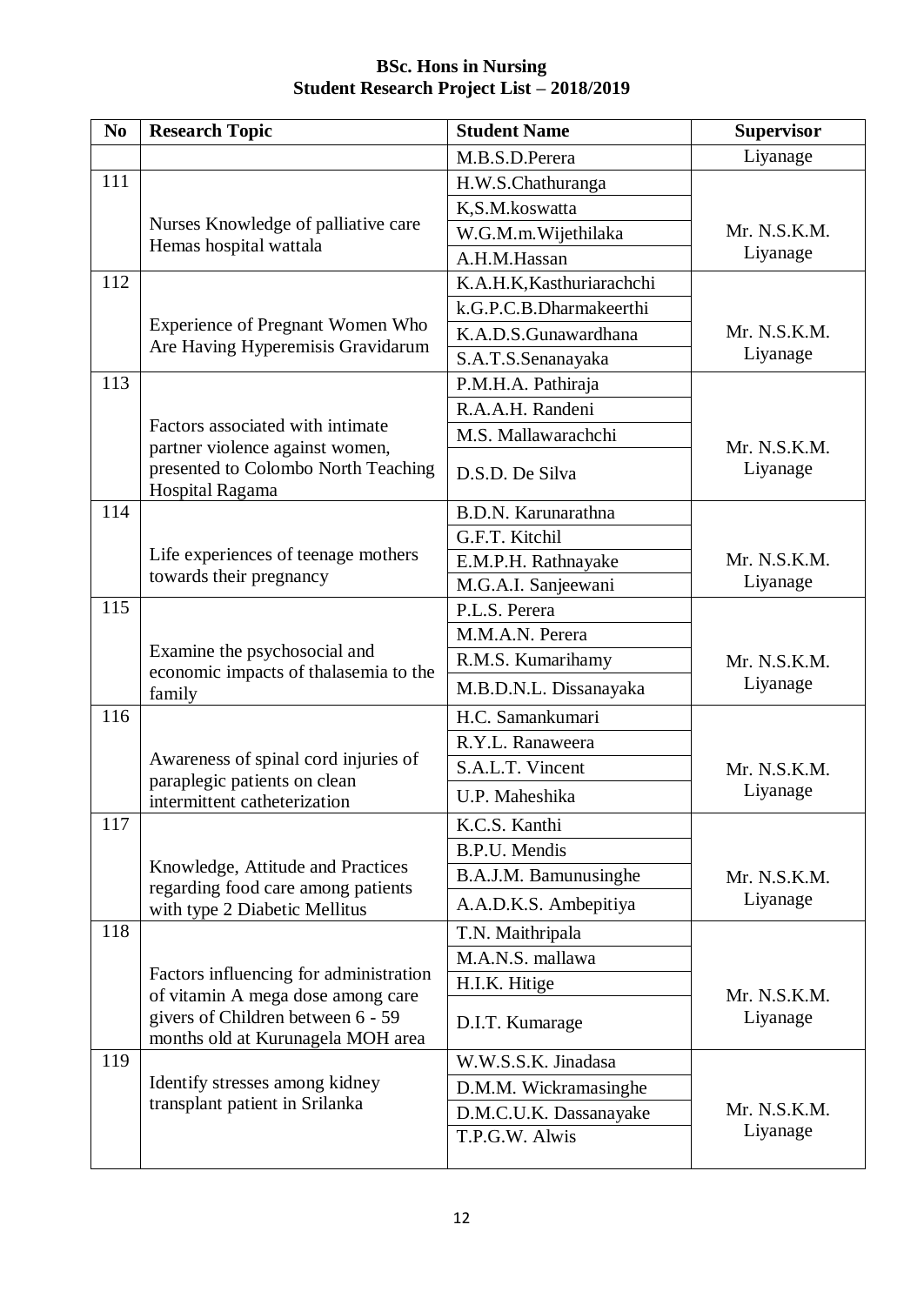**BSc. Hons in Nursing**
**Student Research Project List – 2018/2019**

| No | Research Topic | Student Name | Supervisor |
|---|---|---|---|
| | | M.B.S.D.Perera | Liyanage |
| 111 | Nurses Knowledge of palliative care Hemas hospital wattala | H.W.S.Chathuranga | Mr. N.S.K.M. Liyanage |
| | | K,S.M.koswatta | |
| | | W.G.M.m.Wijethilaka | |
| | | A.H.M.Hassan | |
| 112 | Experience of Pregnant Women Who Are Having Hyperemisis Gravidarum | K.A.H.K,Kasthuriarachchi | Mr. N.S.K.M. Liyanage |
| | | k.G.P.C.B.Dharmakeerthi | |
| | | K.A.D.S.Gunawardhana | |
| | | S.A.T.S.Senanayaka | |
| 113 | Factors associated with intimate partner violence against women, presented to Colombo North Teaching Hospital Ragama | P.M.H.A. Pathiraja | Mr. N.S.K.M. Liyanage |
| | | R.A.A.H. Randeni | |
| | | M.S. Mallawarachchi | |
| | | D.S.D. De Silva | |
| 114 | Life experiences of teenage mothers towards their pregnancy | B.D.N. Karunarathna | Mr. N.S.K.M. Liyanage |
| | | G.F.T. Kitchil | |
| | | E.M.P.H. Rathnayake | |
| | | M.G.A.I. Sanjeewani | |
| 115 | Examine the psychosocial and economic impacts of thalasemia to the family | P.L.S. Perera | Mr. N.S.K.M. Liyanage |
| | | M.M.A.N. Perera | |
| | | R.M.S. Kumarihamy | |
| | | M.B.D.N.L. Dissanayaka | |
| 116 | Awareness of spinal cord injuries of paraplegic patients on clean intermittent catheterization | H.C. Samankumari | Mr. N.S.K.M. Liyanage |
| | | R.Y.L. Ranaweera | |
| | | S.A.L.T. Vincent | |
| | | U.P. Maheshika | |
| 117 | Knowledge, Attitude and Practices regarding food care among patients with type 2 Diabetic Mellitus | K.C.S. Kanthi | Mr. N.S.K.M. Liyanage |
| | | B.P.U. Mendis | |
| | | B.A.J.M. Bamunusinghe | |
| | | A.A.D.K.S. Ambepitiya | |
| 118 | Factors influencing for administration of vitamin A mega dose among care givers of Children between 6 - 59 months old at Kurunagela MOH area | T.N. Maithripala | Mr. N.S.K.M. Liyanage |
| | | M.A.N.S. mallawa | |
| | | H.I.K. Hitige | |
| | | D.I.T. Kumarage | |
| 119 | Identify stresses among kidney transplant patient in Srilanka | W.W.S.S.K. Jinadasa | Mr. N.S.K.M. Liyanage |
| | | D.M.M. Wickramasinghe | |
| | | D.M.C.U.K. Dassanayake | |
| | | T.P.G.W. Alwis | |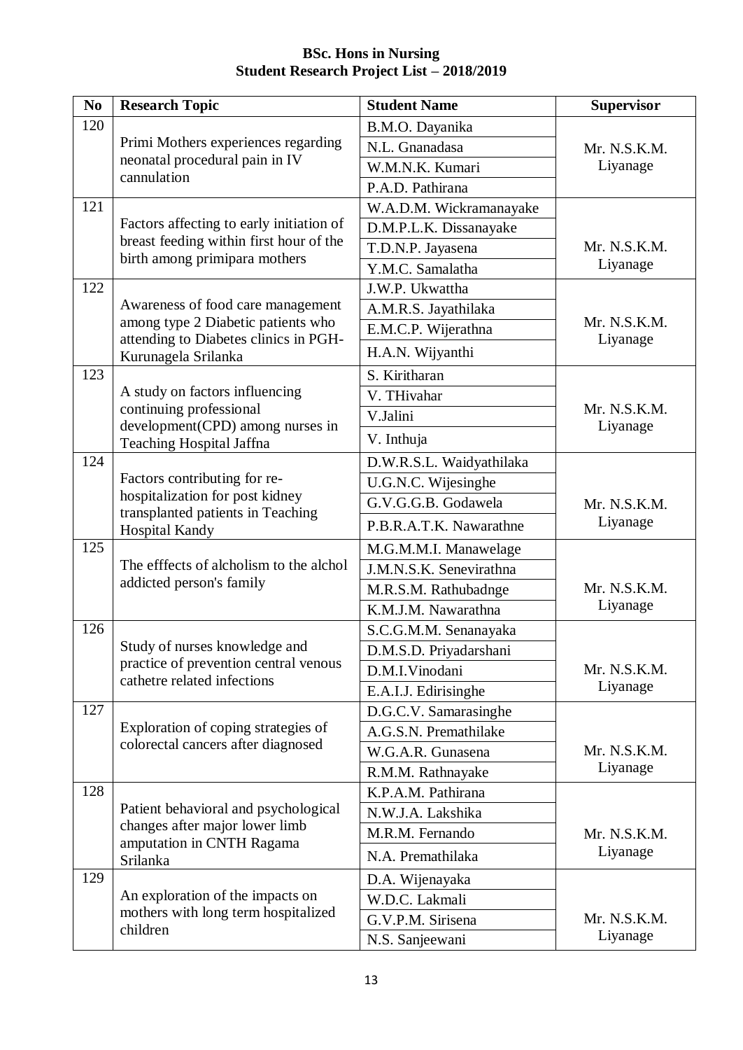**BSc. Hons in Nursing**
**Student Research Project List – 2018/2019**

| No | Research Topic | Student Name | Supervisor |
|---|---|---|---|
| 120 | Primi Mothers experiences regarding neonatal procedural pain in IV cannulation | B.M.O. Dayanika | Mr. N.S.K.M. Liyanage |
| | | N.L. Gnanadasa | |
| | | W.M.N.K. Kumari | |
| | | P.A.D. Pathirana | |
| 121 | Factors affecting to early initiation of breast feeding within first hour of the birth among primipara mothers | W.A.D.M. Wickramanayake | Mr. N.S.K.M. Liyanage |
| | | D.M.P.L.K. Dissanayake | |
| | | T.D.N.P. Jayasena | |
| | | Y.M.C. Samalatha | |
| 122 | Awareness of food care management among type 2 Diabetic patients who attending to Diabetes clinics in PGH-Kurunagela Srilanka | J.W.P. Ukwattha | Mr. N.S.K.M. Liyanage |
| | | A.M.R.S. Jayathilaka | |
| | | E.M.C.P. Wijerathna | |
| | | H.A.N. Wijyanthi | |
| 123 | A study on factors influencing continuing professional development(CPD) among nurses in Teaching Hospital Jaffna | S. Kiritharan | Mr. N.S.K.M. Liyanage |
| | | V. THivahar | |
| | | V.Jalini | |
| | | V. Inthuja | |
| 124 | Factors contributing for re-hospitalization for post kidney transplanted patients in Teaching Hospital Kandy | D.W.R.S.L. Waidyathilaka | Mr. N.S.K.M. Liyanage |
| | | U.G.N.C. Wijesinghe | |
| | | G.V.G.G.B. Godawela | |
| | | P.B.R.A.T.K. Nawarathne | |
| 125 | The efffects of alcholism to the alchol addicted person's family | M.G.M.M.I. Manawelage | Mr. N.S.K.M. Liyanage |
| | | J.M.N.S.K. Senevirathna | |
| | | M.R.S.M. Rathubadnge | |
| | | K.M.J.M. Nawarathna | |
| 126 | Study of nurses knowledge and practice of prevention central venous cathetre related infections | S.C.G.M.M. Senanayaka | Mr. N.S.K.M. Liyanage |
| | | D.M.S.D. Priyadarshani | |
| | | D.M.I.Vinodani | |
| | | E.A.I.J. Edirisinghe | |
| 127 | Exploration of coping strategies of colorectal cancers after diagnosed | D.G.C.V. Samarasinghe | Mr. N.S.K.M. Liyanage |
| | | A.G.S.N. Premathilake | |
| | | W.G.A.R. Gunasena | |
| | | R.M.M. Rathnayake | |
| 128 | Patient behavioral and psychological changes after major lower limb amputation in CNTH Ragama Srilanka | K.P.A.M. Pathirana | Mr. N.S.K.M. Liyanage |
| | | N.W.J.A. Lakshika | |
| | | M.R.M. Fernando | |
| | | N.A. Premathilaka | |
| 129 | An exploration of the impacts on mothers with long term hospitalized children | D.A. Wijenayaka | Mr. N.S.K.M. Liyanage |
| | | W.D.C. Lakmali | |
| | | G.V.P.M. Sirisena | |
| | | N.S. Sanjeewani | |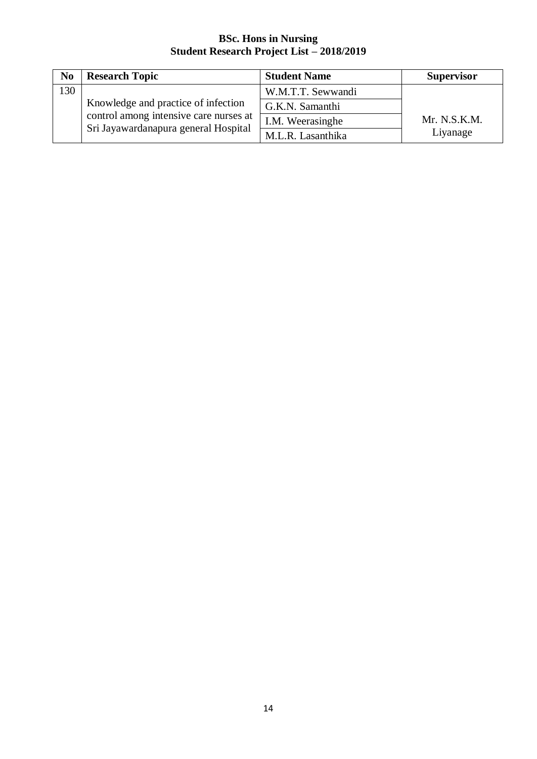**BSc. Hons in Nursing**
**Student Research Project List – 2018/2019**

| No | Research Topic | Student Name | Supervisor |
|---|---|---|---|
| 130 | Knowledge and practice of infection control among intensive care nurses at Sri Jayawardanapura general Hospital | W.M.T.T. Sewwandi | Mr. N.S.K.M. Liyanage |
| | | G.K.N. Samanthi | |
| | | I.M. Weerasinghe | |
| | | M.L.R. Lasanthika | |